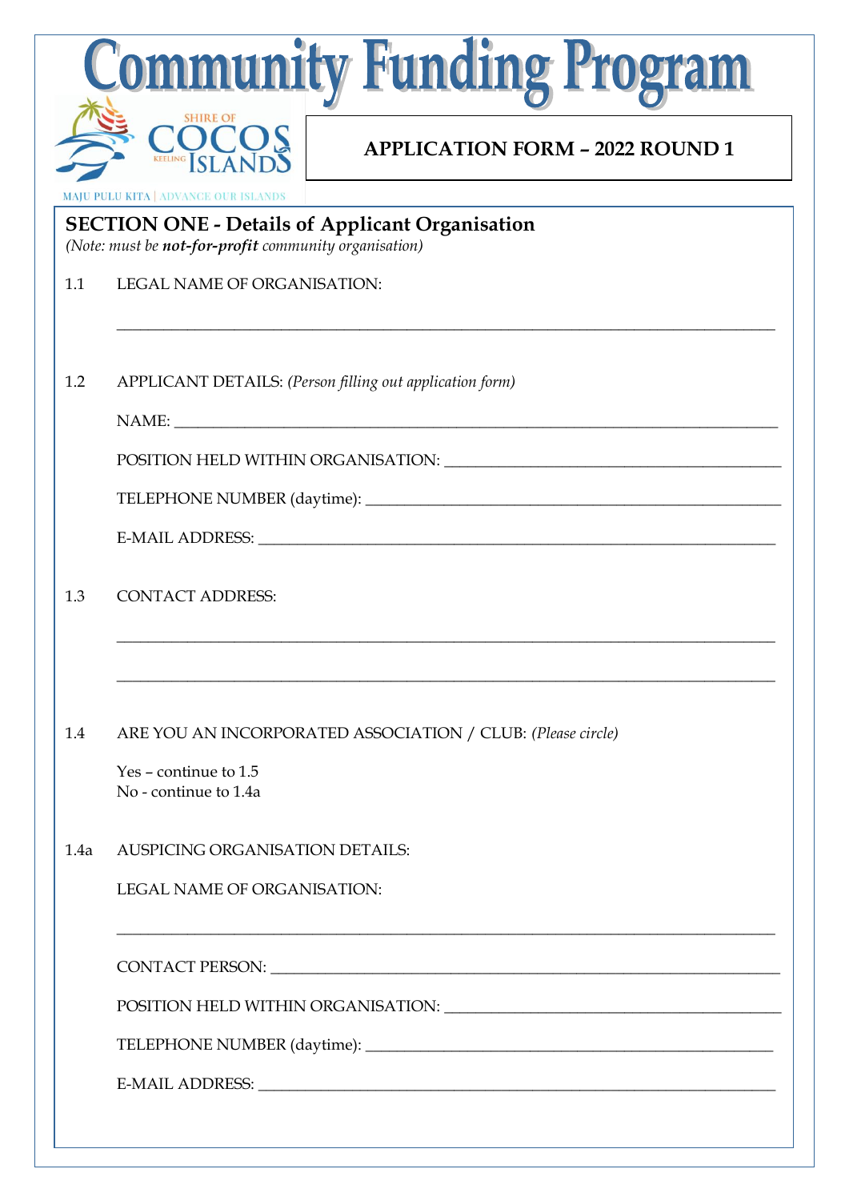# Community Funding Program

SHIRE OF COCOS KEELING ISLANDS

MAJU PULU KITA | ADVANCE OUR ISLANDS

**APPLICATION FORM – 2022 ROUND 1**

## SECTION ONE - Details of Applicant Organisation

*(Note: must be **not-for-profit** community organisation)*

1.1 LEGAL NAME OF ORGANISATION:

\_\_\_\_\_\_\_\_\_\_\_\_\_\_\_\_\_\_\_\_\_\_\_\_\_\_\_\_\_\_\_\_\_\_\_\_\_\_\_\_\_\_\_\_\_\_\_\_\_\_\_\_\_\_\_\_\_\_\_\_\_\_\_\_\_\_\_\_\_\_

1.2 APPLICANT DETAILS: *(Person filling out application form)*

NAME: \_\_\_\_\_\_\_\_\_\_\_\_\_\_\_\_\_\_\_\_\_\_\_\_\_\_\_\_\_\_\_\_\_\_\_\_\_\_\_\_\_\_\_\_\_\_\_\_\_\_\_\_\_\_\_\_\_\_\_\_\_\_

POSITION HELD WITHIN ORGANISATION: \_\_\_\_\_\_\_\_\_\_\_\_\_\_\_\_\_\_\_\_\_\_\_\_\_\_\_\_\_\_\_\_\_\_\_\_\_\_\_\_

TELEPHONE NUMBER (daytime): \_\_\_\_\_\_\_\_\_\_\_\_\_\_\_\_\_\_\_\_\_\_\_\_\_\_\_\_\_\_\_\_\_\_\_\_\_\_\_\_\_\_\_\_\_\_

E-MAIL ADDRESS: \_\_\_\_\_\_\_\_\_\_\_\_\_\_\_\_\_\_\_\_\_\_\_\_\_\_\_\_\_\_\_\_\_\_\_\_\_\_\_\_\_\_\_\_\_\_\_\_\_\_\_\_\_\_\_\_

1.3 CONTACT ADDRESS:

\_\_\_\_\_\_\_\_\_\_\_\_\_\_\_\_\_\_\_\_\_\_\_\_\_\_\_\_\_\_\_\_\_\_\_\_\_\_\_\_\_\_\_\_\_\_\_\_\_\_\_\_\_\_\_\_\_\_\_\_\_\_\_\_\_\_\_\_\_\_

\_\_\_\_\_\_\_\_\_\_\_\_\_\_\_\_\_\_\_\_\_\_\_\_\_\_\_\_\_\_\_\_\_\_\_\_\_\_\_\_\_\_\_\_\_\_\_\_\_\_\_\_\_\_\_\_\_\_\_\_\_\_\_\_\_\_\_\_\_\_

1.4 ARE YOU AN INCORPORATED ASSOCIATION / CLUB: *(Please circle)*

Yes – continue to 1.5
No - continue to 1.4a

1.4a AUSPICING ORGANISATION DETAILS:

LEGAL NAME OF ORGANISATION:

\_\_\_\_\_\_\_\_\_\_\_\_\_\_\_\_\_\_\_\_\_\_\_\_\_\_\_\_\_\_\_\_\_\_\_\_\_\_\_\_\_\_\_\_\_\_\_\_\_\_\_\_\_\_\_\_\_\_\_\_\_\_\_\_\_\_\_\_\_\_

CONTACT PERSON: \_\_\_\_\_\_\_\_\_\_\_\_\_\_\_\_\_\_\_\_\_\_\_\_\_\_\_\_\_\_\_\_\_\_\_\_\_\_\_\_\_\_\_\_\_\_\_\_\_\_\_\_\_\_\_

POSITION HELD WITHIN ORGANISATION: \_\_\_\_\_\_\_\_\_\_\_\_\_\_\_\_\_\_\_\_\_\_\_\_\_\_\_\_\_\_\_\_\_\_\_\_\_\_\_\_

TELEPHONE NUMBER (daytime): \_\_\_\_\_\_\_\_\_\_\_\_\_\_\_\_\_\_\_\_\_\_\_\_\_\_\_\_\_\_\_\_\_\_\_\_\_\_\_\_\_\_\_\_\_

E-MAIL ADDRESS: \_\_\_\_\_\_\_\_\_\_\_\_\_\_\_\_\_\_\_\_\_\_\_\_\_\_\_\_\_\_\_\_\_\_\_\_\_\_\_\_\_\_\_\_\_\_\_\_\_\_\_\_\_\_\_\_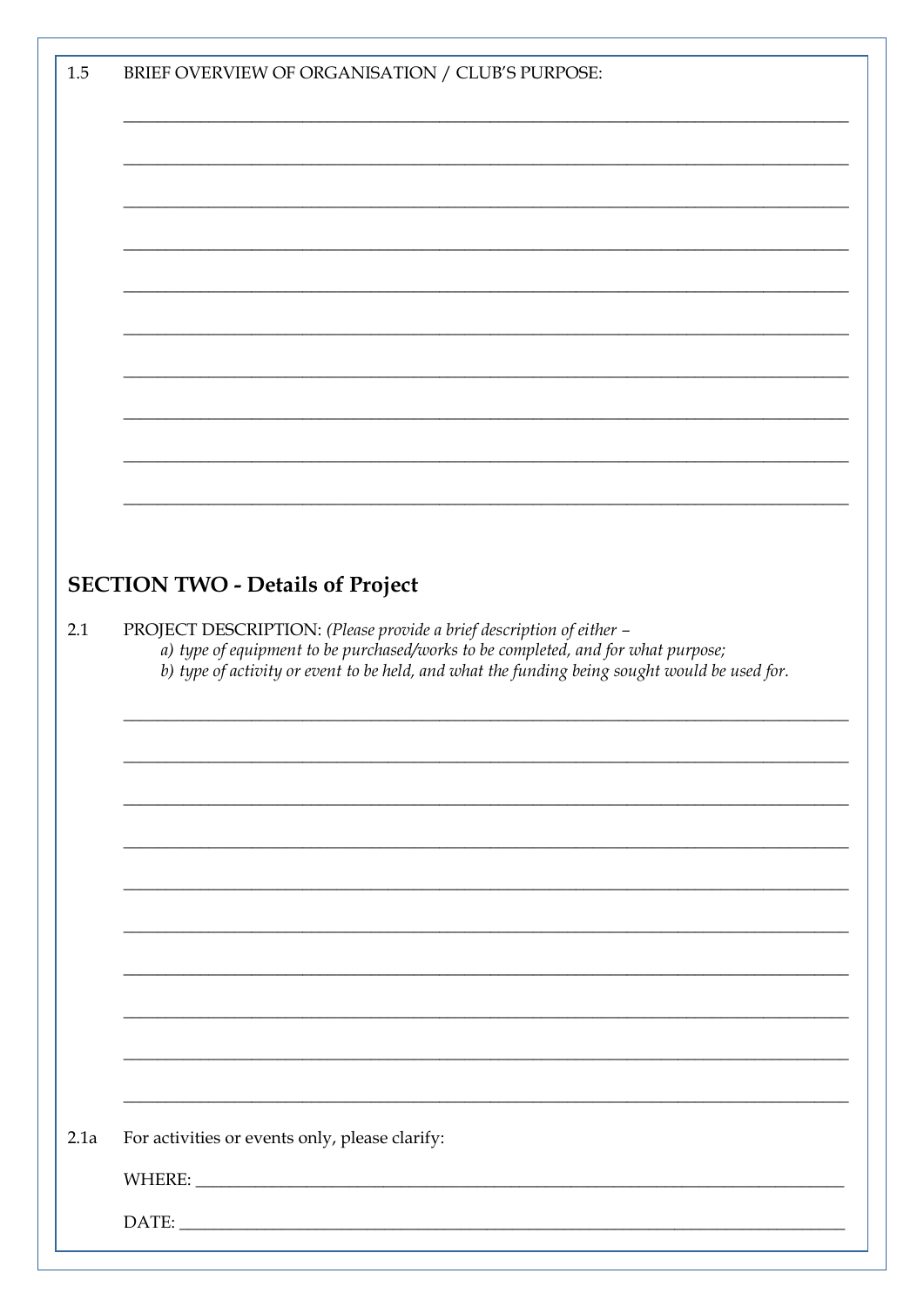1.5 BRIEF OVERVIEW OF ORGANISATION / CLUB'S PURPOSE:

______________________________________________________________________________

______________________________________________________________________________

______________________________________________________________________________

______________________________________________________________________________

______________________________________________________________________________

______________________________________________________________________________

______________________________________________________________________________

______________________________________________________________________________

______________________________________________________________________________

______________________________________________________________________________

## SECTION TWO - Details of Project

2.1 PROJECT DESCRIPTION: *(Please provide a brief description of either –*

*a) type of equipment to be purchased/works to be completed, and for what purpose;*

*b) type of activity or event to be held, and what the funding being sought would be used for.*

______________________________________________________________________________

______________________________________________________________________________

______________________________________________________________________________

______________________________________________________________________________

______________________________________________________________________________

______________________________________________________________________________

______________________________________________________________________________

______________________________________________________________________________

______________________________________________________________________________

______________________________________________________________________________

2.1a For activities or events only, please clarify:

WHERE: ______________________________________________________________________

DATE: _______________________________________________________________________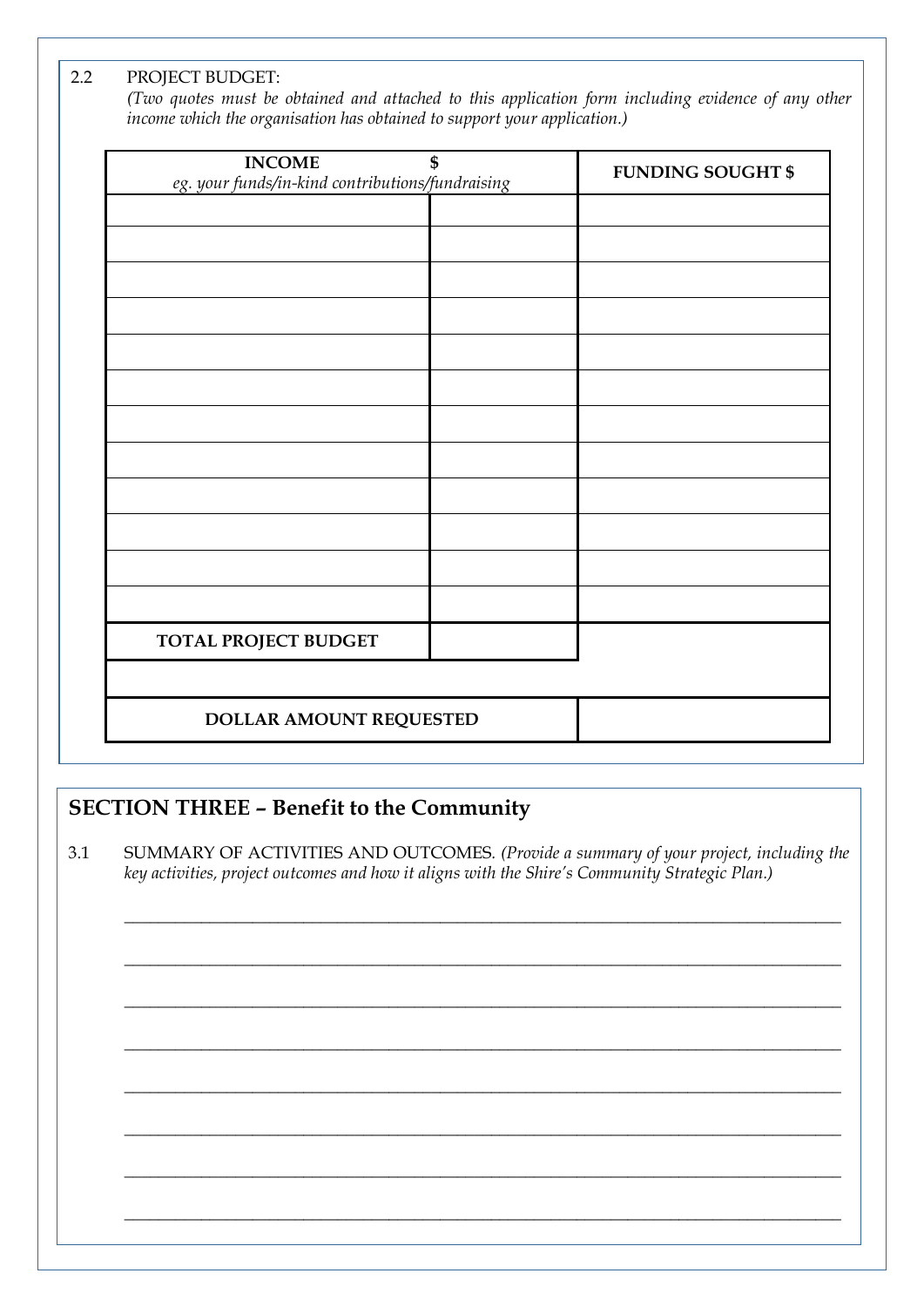2.2 PROJECT BUDGET:
*(Two quotes must be obtained and attached to this application form including evidence of any other income which the organisation has obtained to support your application.)*

| **INCOME**<br>*eg. your funds/in-kind contributions/fundraising* | **$** | **FUNDING SOUGHT $** |
|---|---|---|
| | | |
| | | |
| | | |
| | | |
| | | |
| | | |
| | | |
| | | |
| | | |
| | | |
| | | |
| | | |
| **TOTAL PROJECT BUDGET** | | |
| | | |
| **DOLLAR AMOUNT REQUESTED** | | |

## SECTION THREE – Benefit to the Community

3.1 SUMMARY OF ACTIVITIES AND OUTCOMES. *(Provide a summary of your project, including the key activities, project outcomes and how it aligns with the Shire's Community Strategic Plan.)*

______________________________________________________________________________

______________________________________________________________________________

______________________________________________________________________________

______________________________________________________________________________

______________________________________________________________________________

______________________________________________________________________________

______________________________________________________________________________

______________________________________________________________________________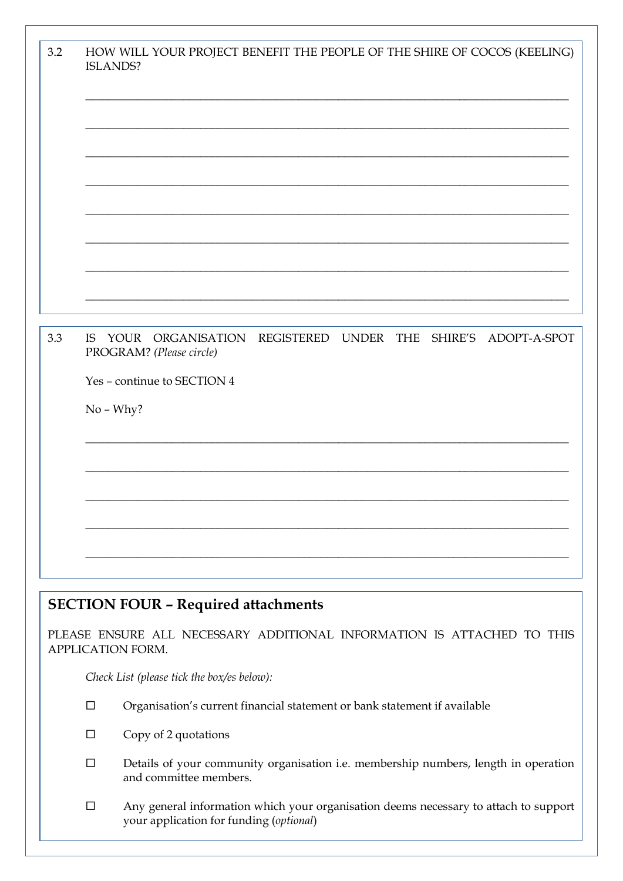3.2 HOW WILL YOUR PROJECT BENEFIT THE PEOPLE OF THE SHIRE OF COCOS (KEELING) ISLANDS?

______________________________________________________________________

______________________________________________________________________

______________________________________________________________________

______________________________________________________________________

______________________________________________________________________

______________________________________________________________________

______________________________________________________________________

______________________________________________________________________

3.3 IS YOUR ORGANISATION REGISTERED UNDER THE SHIRE'S ADOPT-A-SPOT PROGRAM? *(Please circle)*

Yes – continue to SECTION 4

No – Why?

______________________________________________________________________

______________________________________________________________________

______________________________________________________________________

______________________________________________________________________

______________________________________________________________________

## SECTION FOUR – Required attachments

PLEASE ENSURE ALL NECESSARY ADDITIONAL INFORMATION IS ATTACHED TO THIS APPLICATION FORM.

*Check List (please tick the box/es below):*

- ☐ Organisation's current financial statement or bank statement if available
- ☐ Copy of 2 quotations
- ☐ Details of your community organisation i.e. membership numbers, length in operation and committee members.
- ☐ Any general information which your organisation deems necessary to attach to support your application for funding (*optional*)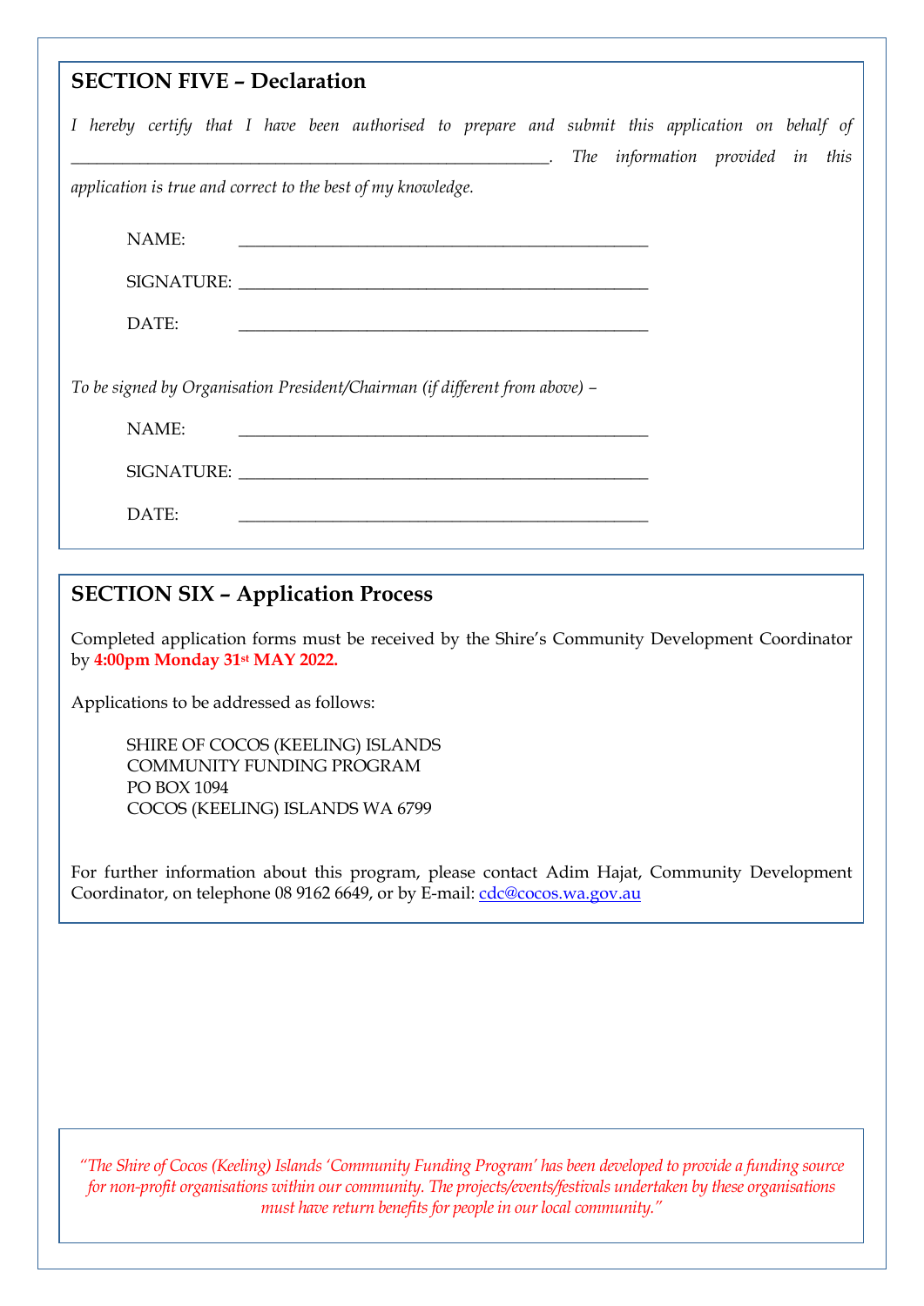## SECTION FIVE – Declaration

*I hereby certify that I have been authorised to prepare and submit this application on behalf of \_\_\_\_\_\_\_\_\_\_\_\_\_\_\_\_\_\_\_\_\_\_\_\_\_\_\_\_\_\_\_\_\_\_\_\_\_\_\_\_\_\_\_\_\_\_\_\_\_\_\_\_\_\_\_\_\_\_. The information provided in this application is true and correct to the best of my knowledge.*

NAME: \_\_\_\_\_\_\_\_\_\_\_\_\_\_\_\_\_\_\_\_\_\_\_\_\_\_\_\_\_\_\_\_\_\_\_\_\_\_\_\_\_\_\_\_\_\_

SIGNATURE: \_\_\_\_\_\_\_\_\_\_\_\_\_\_\_\_\_\_\_\_\_\_\_\_\_\_\_\_\_\_\_\_\_\_\_\_\_\_\_\_\_\_\_\_\_\_

DATE: \_\_\_\_\_\_\_\_\_\_\_\_\_\_\_\_\_\_\_\_\_\_\_\_\_\_\_\_\_\_\_\_\_\_\_\_\_\_\_\_\_\_\_\_\_\_

*To be signed by Organisation President/Chairman (if different from above) –*

NAME: \_\_\_\_\_\_\_\_\_\_\_\_\_\_\_\_\_\_\_\_\_\_\_\_\_\_\_\_\_\_\_\_\_\_\_\_\_\_\_\_\_\_\_\_\_\_

SIGNATURE: \_\_\_\_\_\_\_\_\_\_\_\_\_\_\_\_\_\_\_\_\_\_\_\_\_\_\_\_\_\_\_\_\_\_\_\_\_\_\_\_\_\_\_\_\_\_

DATE: \_\_\_\_\_\_\_\_\_\_\_\_\_\_\_\_\_\_\_\_\_\_\_\_\_\_\_\_\_\_\_\_\_\_\_\_\_\_\_\_\_\_\_\_\_\_

## SECTION SIX – Application Process

Completed application forms must be received by the Shire's Community Development Coordinator by **4:00pm Monday 31st MAY 2022.**

Applications to be addressed as follows:

SHIRE OF COCOS (KEELING) ISLANDS
COMMUNITY FUNDING PROGRAM
PO BOX 1094
COCOS (KEELING) ISLANDS WA 6799

For further information about this program, please contact Adim Hajat, Community Development Coordinator, on telephone 08 9162 6649, or by E-mail: cdc@cocos.wa.gov.au

*"The Shire of Cocos (Keeling) Islands 'Community Funding Program' has been developed to provide a funding source for non-profit organisations within our community. The projects/events/festivals undertaken by these organisations must have return benefits for people in our local community."*